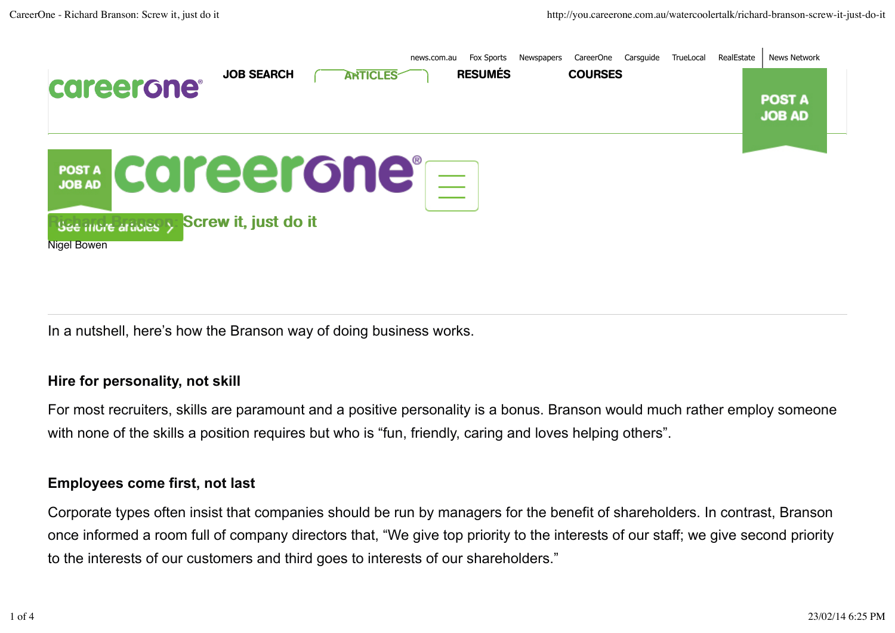# Richard Branson: Screw it, just do it

Nigel Bowen

In a nutshell, here's how the Branson way of doing business works.

### Hire for personality, not skill

For most recruiters, skills are paramount and a positive personality is a bonus. Branson would much rather employ someone with none of the skills a position requires but who is "fun, friendly, caring and loves helping others".

### Employees come first, not last

Corporate types often insist that companies should be run by managers for the benefit of shareholders. In contrast, Branson once informed a room full of company directors that, "We give top priority to the interests of our staff; we give second priority to the interests of our customers and third goes to interests of our shareholders."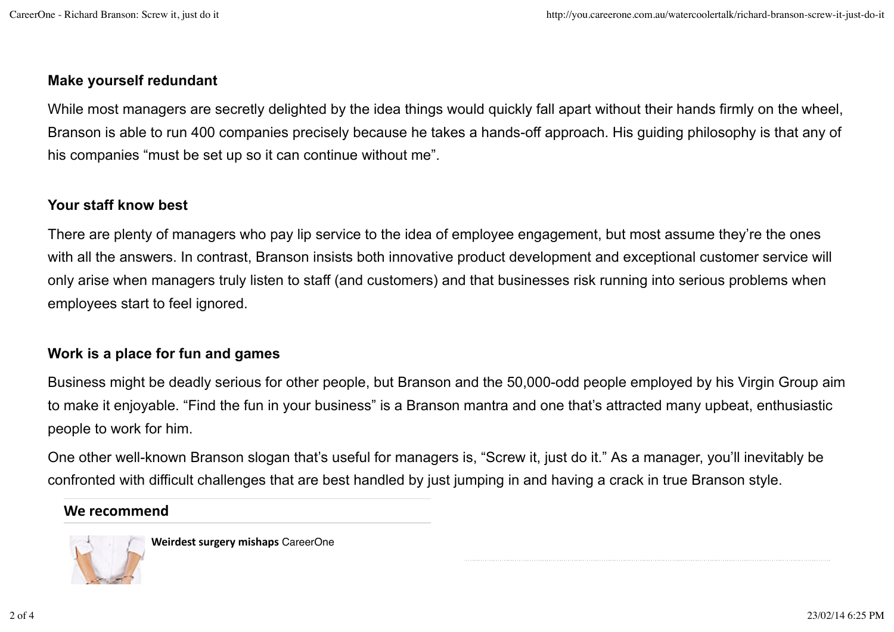### Make yourself redundant

While most managers are secretly delighted by the idea things would quickly fall apart without their hands firmly on the wheel, Branson is able to run 400 companies precisely because he takes a hands-off approach. His guiding philosophy is that any of his companies "must be set up so it can continue without me".

### Your staff know best

There are plenty of managers who pay lip service to the idea of employee engagement, but most assume they're the ones with all the answers. In contrast, Branson insists both innovative product development and exceptional customer service will only arise when managers truly listen to staff (and customers) and that businesses risk running into serious problems when employees start to feel ignored.

### Work is a place for fun and games

Business might be deadly serious for other people, but Branson and the 50,000-odd people employed by his Virgin Group aim to make it enjoyable. "Find the fun in your business" is a Branson mantra and one that's attracted many upbeat, enthusiastic people to work for him.

One other well-known Branson slogan that's useful for managers is, "Screw it, just do it." As a manager, you'll inevitably be confronted with difficult challenges that are best handled by just jumping in and having a crack in true Branson style.

**We recommend**

**Weirdest surgery mishaps** CareerOne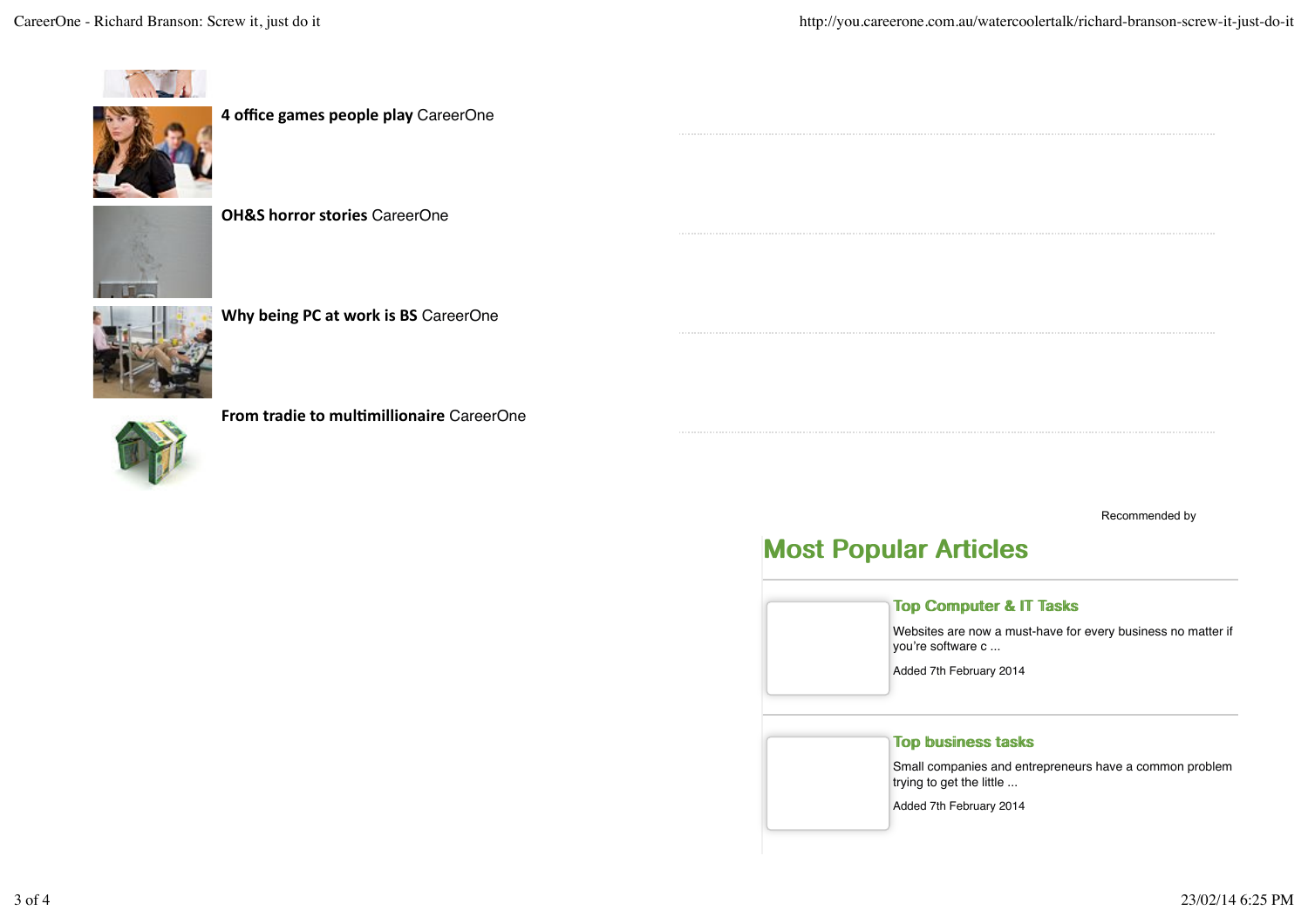**4 office games people play** CareerOne

**OH&S horror stories** CareerOne

**Why being PC at work is BS** CareerOne

**From tradie to multimillionaire** CareerOne

Recommended by

## Most Popular Articles

### Top Computer & IT Tasks

Websites are now a must-have for every business no matter if you're software c ...

Added 7th February 2014

### Top business tasks

Small companies and entrepreneurs have a common problem trying to get the little ...

Added 7th February 2014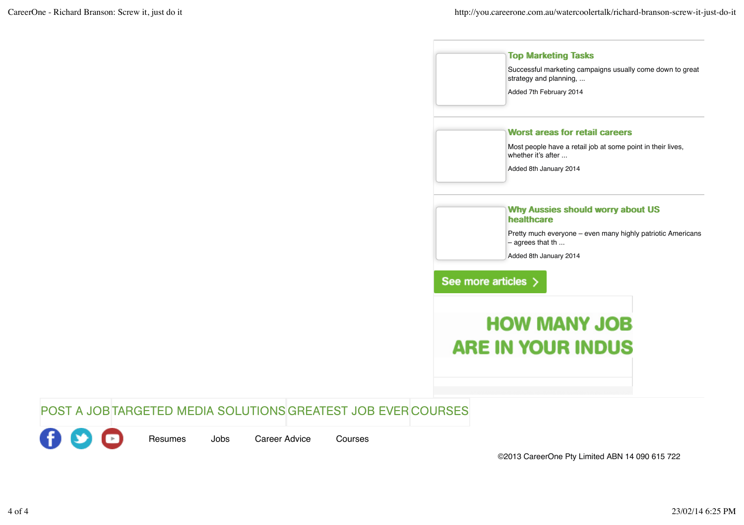### Top Marketing Tasks

Successful marketing campaigns usually come down to great strategy and planning, ...

Added 7th February 2014

### Worst areas for retail careers

Most people have a retail job at some point in their lives, whether it's after ...

Added 8th January 2014

### Why Aussies should worry about US healthcare

Pretty much everyone – even many highly patriotic Americans – agrees that th ...

Added 8th January 2014

See more articles >

HOW MANY JOB
ARE IN YOUR INDUS

POST A JOB | TARGETED MEDIA SOLUTIONS | GREATEST JOB EVER | COURSES

Resumes Jobs Career Advice Courses

©2013 CareerOne Pty Limited ABN 14 090 615 722